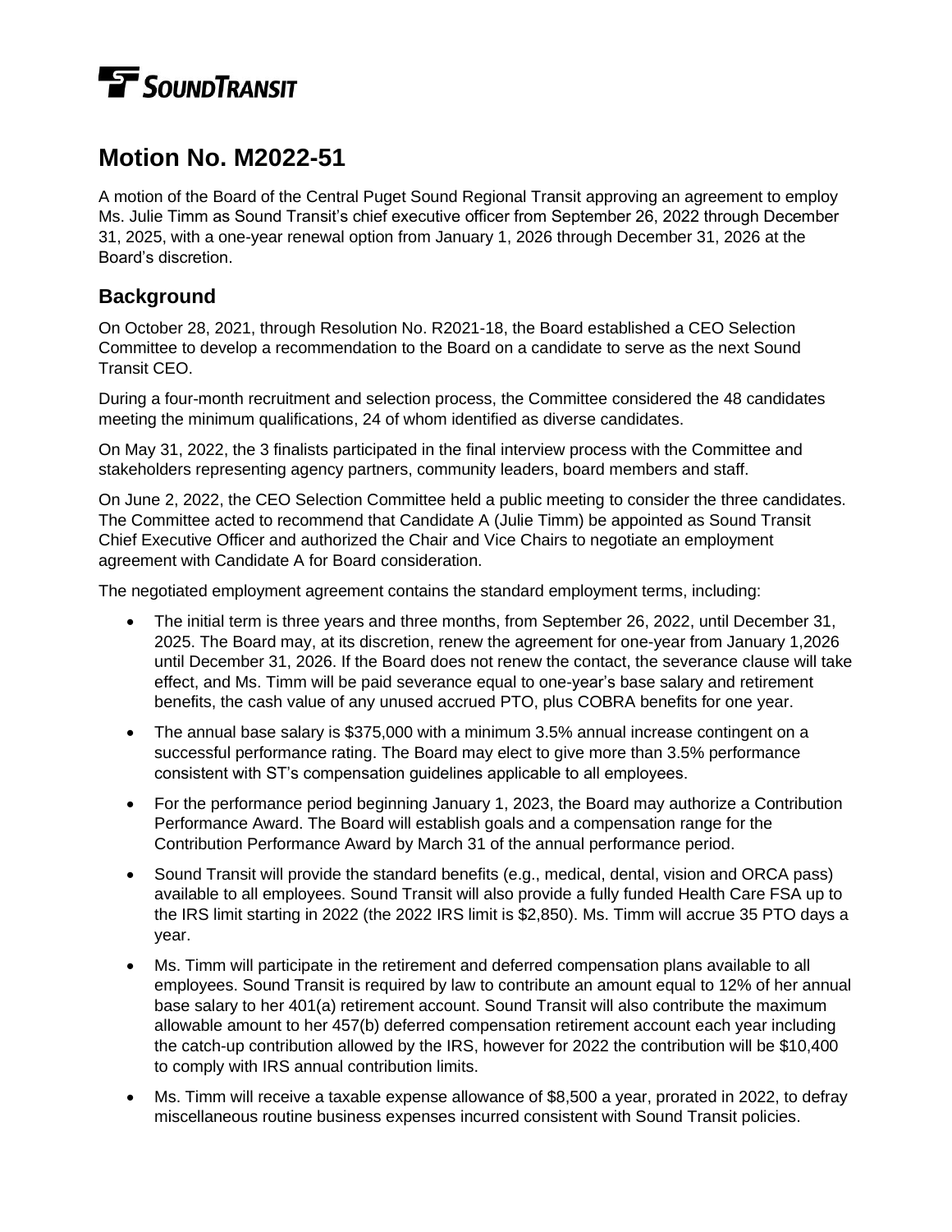# Motion No. M2022-51

A motion of the Board of the Central Puget Sound Regional Transit approving an agreement to employ Ms. Julie Timm as Sound Transit's chief executive officer from September 26, 2022 through December 31, 2025, with a one-year renewal option from January 1, 2026 through December 31, 2026 at the Board's discretion.

## Background

On October 28, 2021, through Resolution No. R2021-18, the Board established a CEO Selection Committee to develop a recommendation to the Board on a candidate to serve as the next Sound Transit CEO.

During a four-month recruitment and selection process, the Committee considered the 48 candidates meeting the minimum qualifications, 24 of whom identified as diverse candidates.

On May 31, 2022, the 3 finalists participated in the final interview process with the Committee and stakeholders representing agency partners, community leaders, board members and staff.

On June 2, 2022, the CEO Selection Committee held a public meeting to consider the three candidates. The Committee acted to recommend that Candidate A (Julie Timm) be appointed as Sound Transit Chief Executive Officer and authorized the Chair and Vice Chairs to negotiate an employment agreement with Candidate A for Board consideration.

The negotiated employment agreement contains the standard employment terms, including:

- The initial term is three years and three months, from September 26, 2022, until December 31, 2025. The Board may, at its discretion, renew the agreement for one-year from January 1,2026 until December 31, 2026. If the Board does not renew the contact, the severance clause will take effect, and Ms. Timm will be paid severance equal to one-year's base salary and retirement benefits, the cash value of any unused accrued PTO, plus COBRA benefits for one year.
- The annual base salary is $375,000 with a minimum 3.5% annual increase contingent on a successful performance rating. The Board may elect to give more than 3.5% performance consistent with ST's compensation guidelines applicable to all employees.
- For the performance period beginning January 1, 2023, the Board may authorize a Contribution Performance Award. The Board will establish goals and a compensation range for the Contribution Performance Award by March 31 of the annual performance period.
- Sound Transit will provide the standard benefits (e.g., medical, dental, vision and ORCA pass) available to all employees. Sound Transit will also provide a fully funded Health Care FSA up to the IRS limit starting in 2022 (the 2022 IRS limit is $2,850). Ms. Timm will accrue 35 PTO days a year.
- Ms. Timm will participate in the retirement and deferred compensation plans available to all employees. Sound Transit is required by law to contribute an amount equal to 12% of her annual base salary to her 401(a) retirement account. Sound Transit will also contribute the maximum allowable amount to her 457(b) deferred compensation retirement account each year including the catch-up contribution allowed by the IRS, however for 2022 the contribution will be $10,400 to comply with IRS annual contribution limits.
- Ms. Timm will receive a taxable expense allowance of $8,500 a year, prorated in 2022, to defray miscellaneous routine business expenses incurred consistent with Sound Transit policies.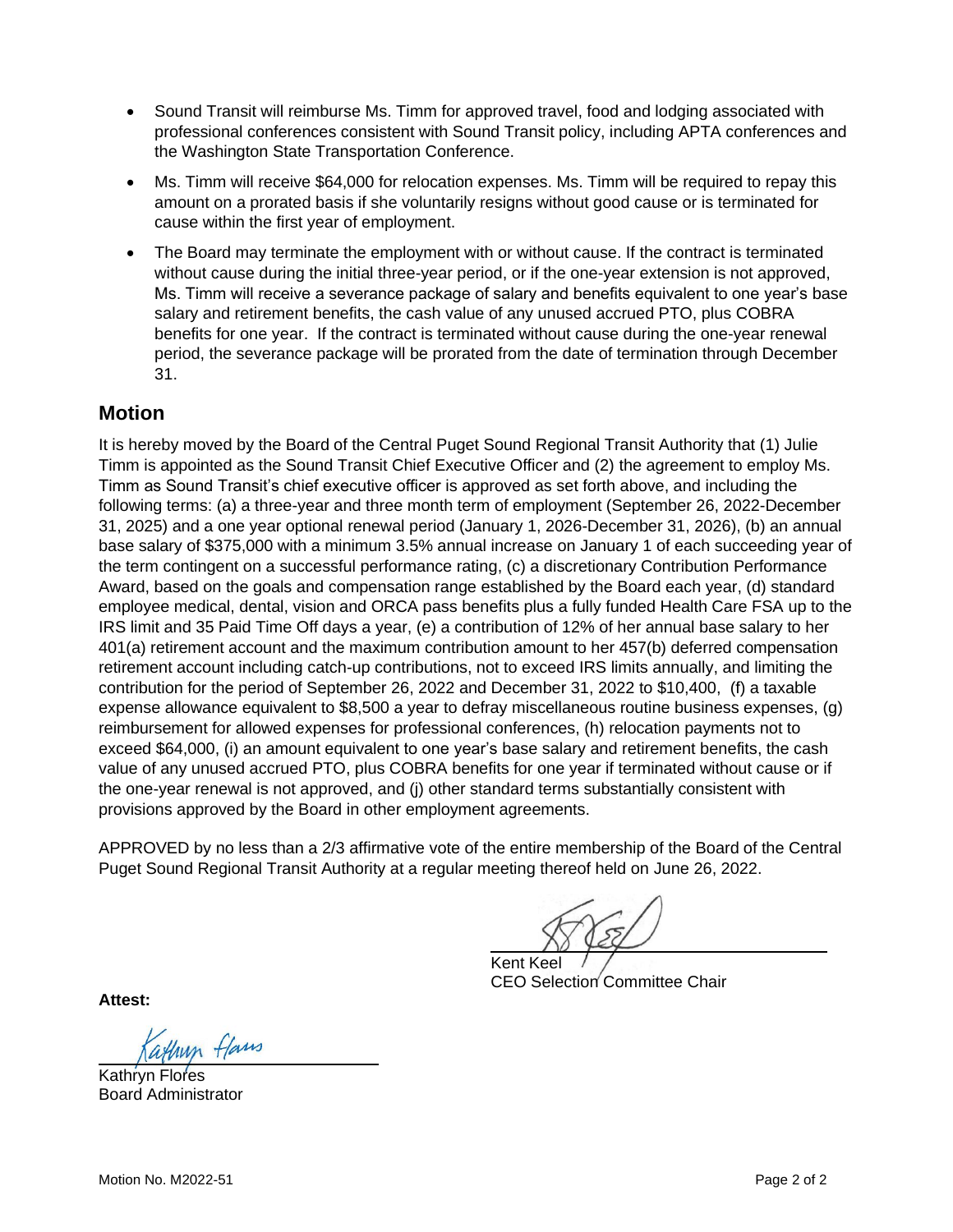- Sound Transit will reimburse Ms. Timm for approved travel, food and lodging associated with professional conferences consistent with Sound Transit policy, including APTA conferences and the Washington State Transportation Conference.
- Ms. Timm will receive $64,000 for relocation expenses. Ms. Timm will be required to repay this amount on a prorated basis if she voluntarily resigns without good cause or is terminated for cause within the first year of employment.
- The Board may terminate the employment with or without cause. If the contract is terminated without cause during the initial three-year period, or if the one-year extension is not approved, Ms. Timm will receive a severance package of salary and benefits equivalent to one year's base salary and retirement benefits, the cash value of any unused accrued PTO, plus COBRA benefits for one year. If the contract is terminated without cause during the one-year renewal period, the severance package will be prorated from the date of termination through December 31.

## Motion

It is hereby moved by the Board of the Central Puget Sound Regional Transit Authority that (1) Julie Timm is appointed as the Sound Transit Chief Executive Officer and (2) the agreement to employ Ms. Timm as Sound Transit's chief executive officer is approved as set forth above, and including the following terms: (a) a three-year and three month term of employment (September 26, 2022-December 31, 2025) and a one year optional renewal period (January 1, 2026-December 31, 2026), (b) an annual base salary of $375,000 with a minimum 3.5% annual increase on January 1 of each succeeding year of the term contingent on a successful performance rating, (c) a discretionary Contribution Performance Award, based on the goals and compensation range established by the Board each year, (d) standard employee medical, dental, vision and ORCA pass benefits plus a fully funded Health Care FSA up to the IRS limit and 35 Paid Time Off days a year, (e) a contribution of 12% of her annual base salary to her 401(a) retirement account and the maximum contribution amount to her 457(b) deferred compensation retirement account including catch-up contributions, not to exceed IRS limits annually, and limiting the contribution for the period of September 26, 2022 and December 31, 2022 to $10,400, (f) a taxable expense allowance equivalent to $8,500 a year to defray miscellaneous routine business expenses, (g) reimbursement for allowed expenses for professional conferences, (h) relocation payments not to exceed $64,000, (i) an amount equivalent to one year's base salary and retirement benefits, the cash value of any unused accrued PTO, plus COBRA benefits for one year if terminated without cause or if the one-year renewal is not approved, and (j) other standard terms substantially consistent with provisions approved by the Board in other employment agreements.

APPROVED by no less than a 2/3 affirmative vote of the entire membership of the Board of the Central Puget Sound Regional Transit Authority at a regular meeting thereof held on June 26, 2022.

Kent Keel
CEO Selection Committee Chair

**Attest:**

Kathryn Flores
Board Administrator

Motion No. M2022-51